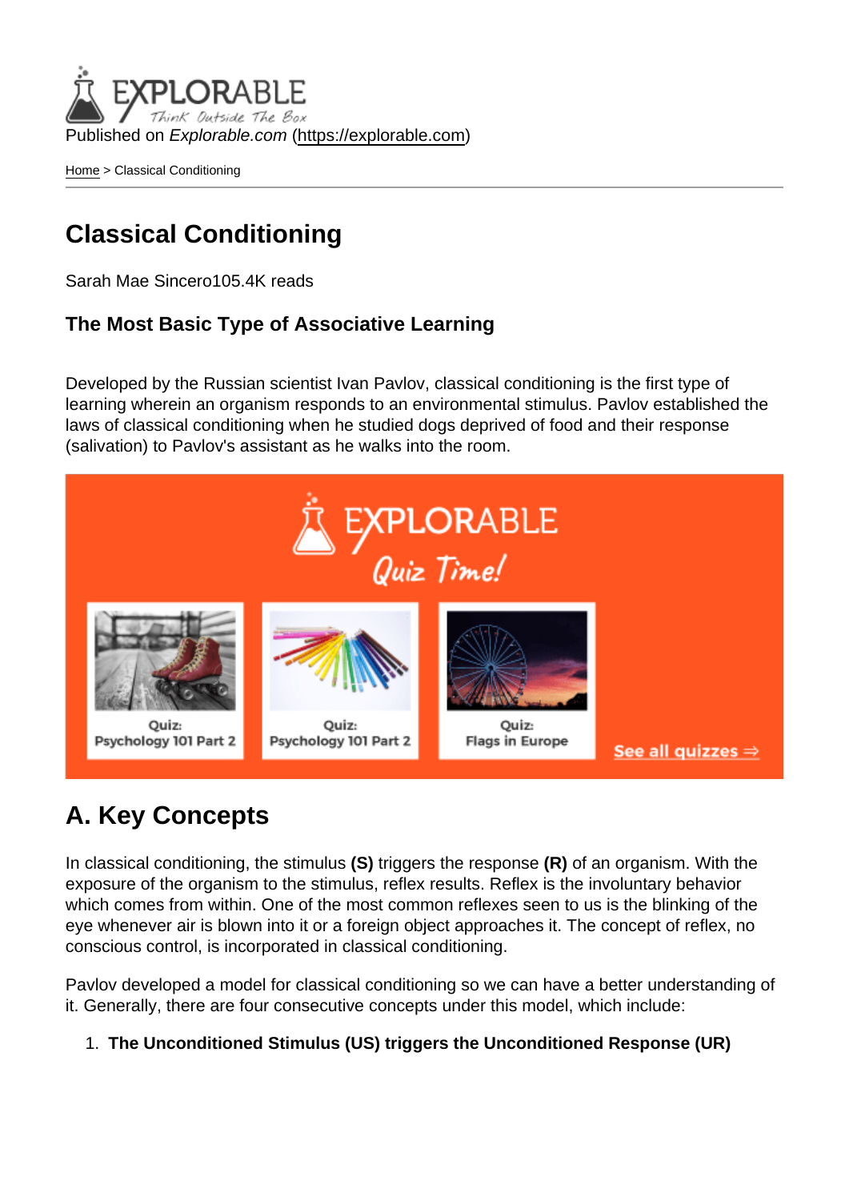Published on *Explorable.com* (https://explorable.com)

Home > Classical Conditioning

# Classical Conditioning

Sarah Mae Sincero105.4K reads

### The Most Basic Type of Associative Learning

Developed by the Russian scientist Ivan Pavlov, classical conditioning is the first type of learning wherein an organism responds to an environmental stimulus. Pavlov established the laws of classical conditioning when he studied dogs deprived of food and their response (salivation) to Pavlov's assistant as he walks into the room.

## A. Key Concepts

In classical conditioning, the stimulus **(S)** triggers the response **(R)** of an organism. With the exposure of the organism to the stimulus, reflex results. Reflex is the involuntary behavior which comes from within. One of the most common reflexes seen to us is the blinking of the eye whenever air is blown into it or a foreign object approaches it. The concept of reflex, no conscious control, is incorporated in classical conditioning.

Pavlov developed a model for classical conditioning so we can have a better understanding of it. Generally, there are four consecutive concepts under this model, which include:

1. **The Unconditioned Stimulus (US) triggers the Unconditioned Response (UR)**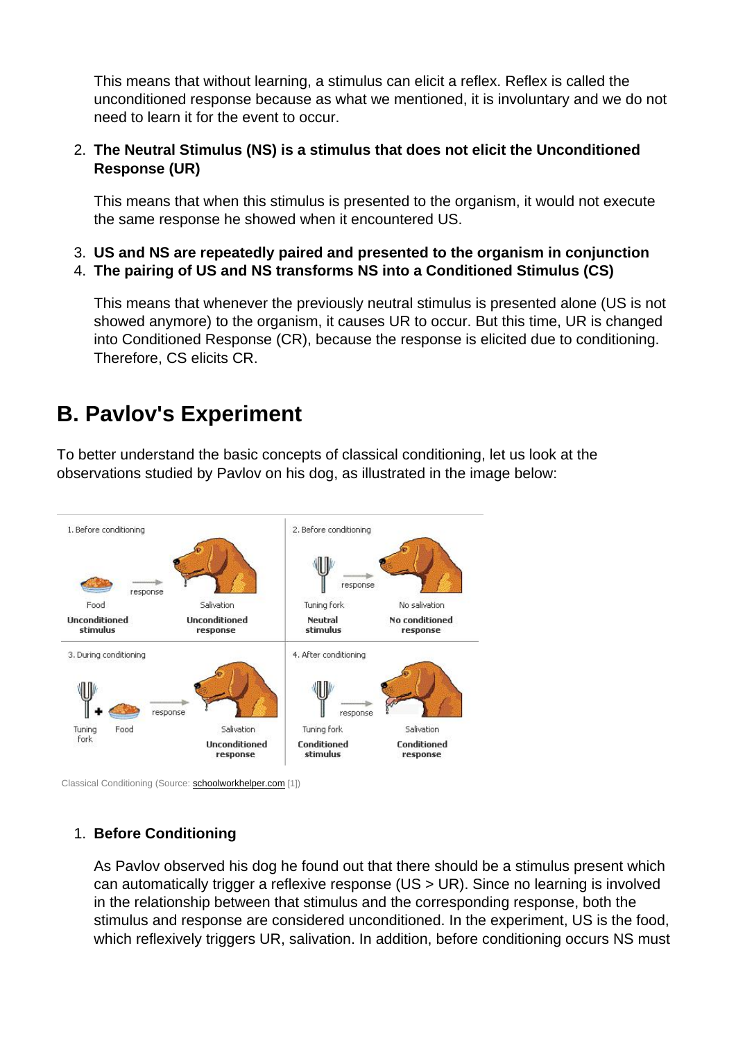This means that without learning, a stimulus can elicit a reflex. Reflex is called the unconditioned response because as what we mentioned, it is involuntary and we do not need to learn it for the event to occur.

2. **The Neutral Stimulus (NS) is a stimulus that does not elicit the Unconditioned Response (UR)**

   This means that when this stimulus is presented to the organism, it would not execute the same response he showed when it encountered US.

3. **US and NS are repeatedly paired and presented to the organism in conjunction**
4. **The pairing of US and NS transforms NS into a Conditioned Stimulus (CS)**

   This means that whenever the previously neutral stimulus is presented alone (US is not showed anymore) to the organism, it causes UR to occur. But this time, UR is changed into Conditioned Response (CR), because the response is elicited due to conditioning. Therefore, CS elicits CR.

## B. Pavlov's Experiment

To better understand the basic concepts of classical conditioning, let us look at the observations studied by Pavlov on his dog, as illustrated in the image below:

Classical Conditioning (Source: schoolworkhelper.com [1])

1. **Before Conditioning**

   As Pavlov observed his dog he found out that there should be a stimulus present which can automatically trigger a reflexive response (US > UR). Since no learning is involved in the relationship between that stimulus and the corresponding response, both the stimulus and response are considered unconditioned. In the experiment, US is the food, which reflexively triggers UR, salivation. In addition, before conditioning occurs NS must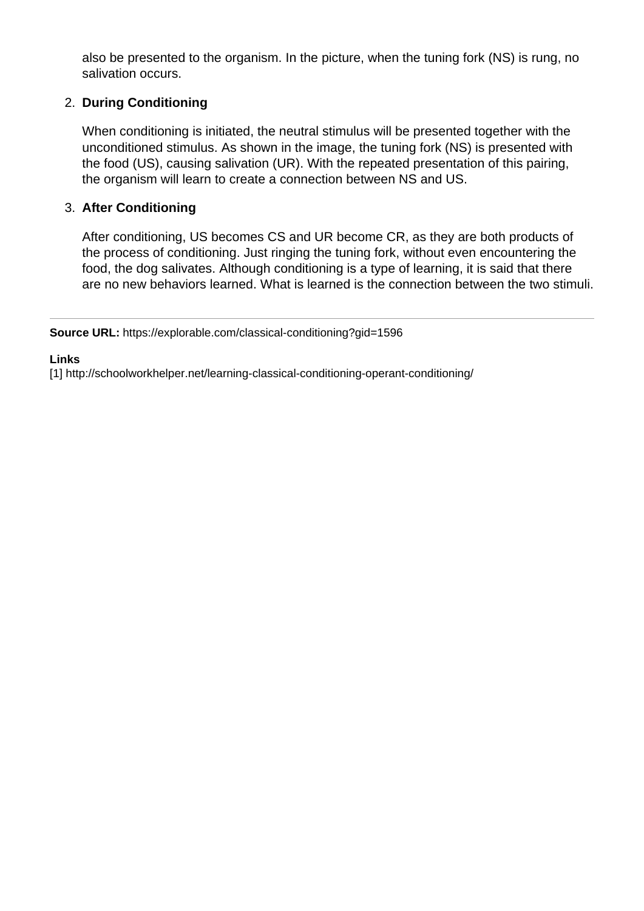also be presented to the organism. In the picture, when the tuning fork (NS) is rung, no salivation occurs.

2. **During Conditioning**

   When conditioning is initiated, the neutral stimulus will be presented together with the unconditioned stimulus. As shown in the image, the tuning fork (NS) is presented with the food (US), causing salivation (UR). With the repeated presentation of this pairing, the organism will learn to create a connection between NS and US.

3. **After Conditioning**

   After conditioning, US becomes CS and UR become CR, as they are both products of the process of conditioning. Just ringing the tuning fork, without even encountering the food, the dog salivates. Although conditioning is a type of learning, it is said that there are no new behaviors learned. What is learned is the connection between the two stimuli.

---

**Source URL:** https://explorable.com/classical-conditioning?gid=1596

**Links**
[1] http://schoolworkhelper.net/learning-classical-conditioning-operant-conditioning/